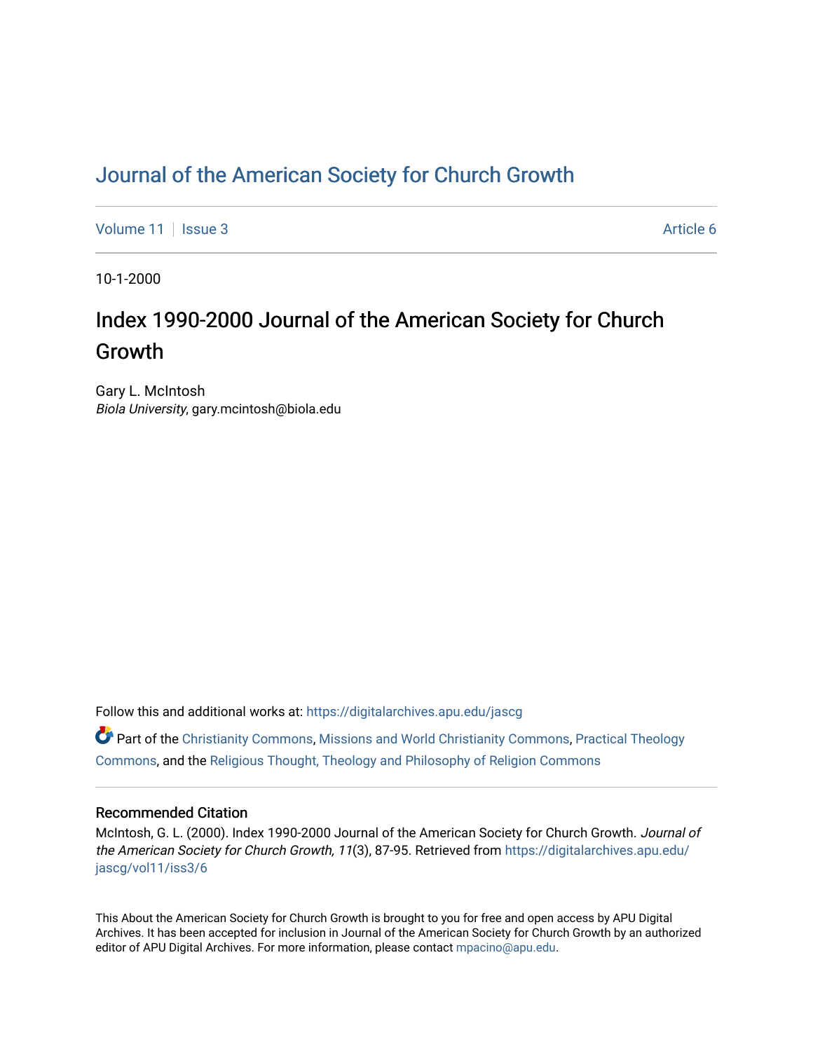# Journal of the American Society for Church Growth

Volume 11 | Issue 3 | Article 6

10-1-2000

## Index 1990-2000 Journal of the American Society for Church Growth

Gary L. McIntosh
*Biola University*, gary.mcintosh@biola.edu

Follow this and additional works at: https://digitalarchives.apu.edu/jascg

Part of the Christianity Commons, Missions and World Christianity Commons, Practical Theology Commons, and the Religious Thought, Theology and Philosophy of Religion Commons

### Recommended Citation

McIntosh, G. L. (2000). Index 1990-2000 Journal of the American Society for Church Growth. *Journal of the American Society for Church Growth, 11*(3), 87-95. Retrieved from https://digitalarchives.apu.edu/jascg/vol11/iss3/6

This About the American Society for Church Growth is brought to you for free and open access by APU Digital Archives. It has been accepted for inclusion in Journal of the American Society for Church Growth by an authorized editor of APU Digital Archives. For more information, please contact mpacino@apu.edu.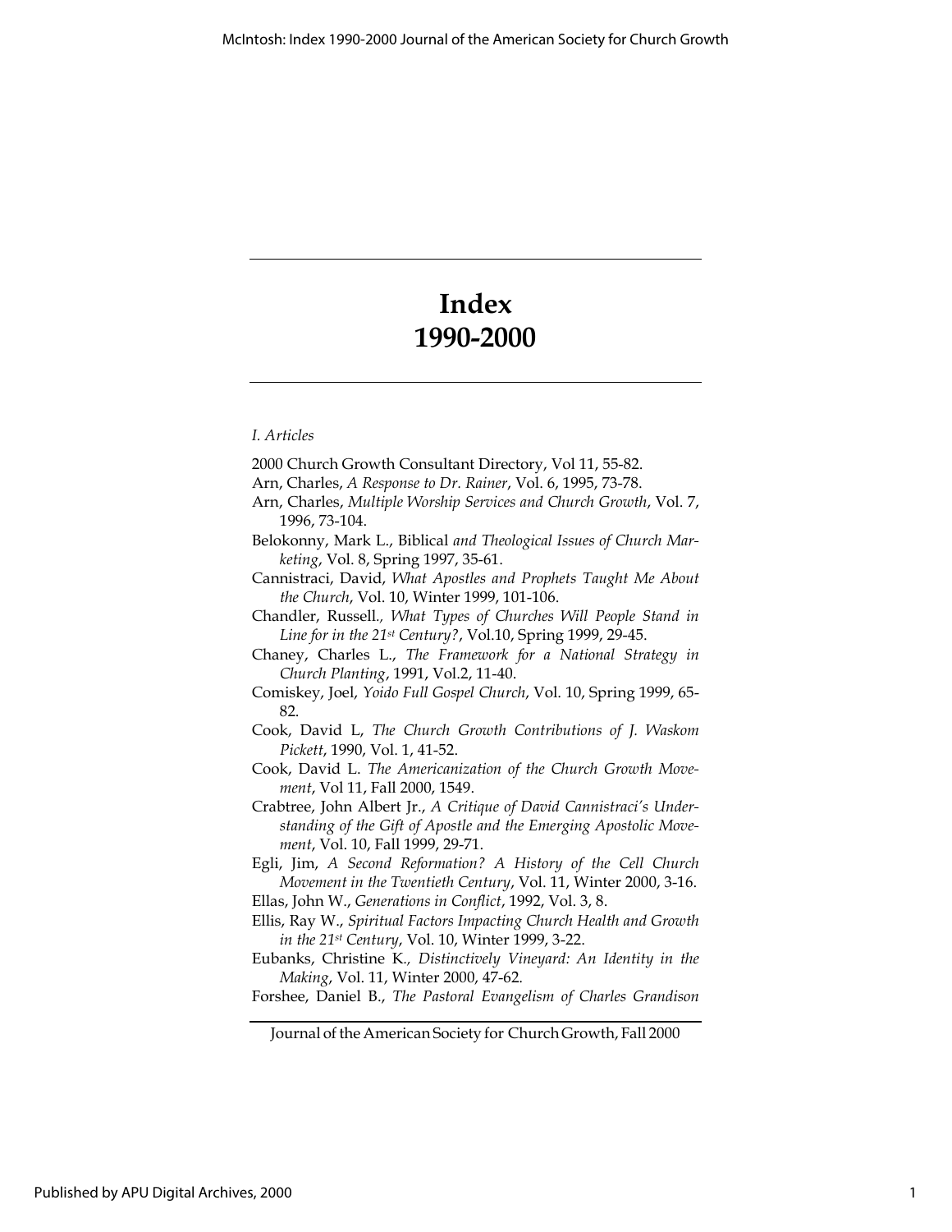# Index
# 1990-2000

*I. Articles*

2000 Church Growth Consultant Directory, Vol 11, 55-82.

Arn, Charles, *A Response to Dr. Rainer*, Vol. 6, 1995, 73-78.

Arn, Charles, *Multiple Worship Services and Church Growth*, Vol. 7, 1996, 73-104.

Belokonny, Mark L., Biblical *and Theological Issues of Church Marketing*, Vol. 8, Spring 1997, 35-61.

Cannistraci, David, *What Apostles and Prophets Taught Me About the Church*, Vol. 10, Winter 1999, 101-106.

Chandler, Russell*., What Types of Churches Will People Stand in Line for in the 21st Century?*, Vol.10, Spring 1999, 29-45.

Chaney, Charles L., *The Framework for a National Strategy in Church Planting*, 1991, Vol.2, 11-40.

Comiskey, Joel, *Yoido Full Gospel Church*, Vol. 10, Spring 1999, 65-82.

Cook, David L, *The Church Growth Contributions of J. Waskom Pickett*, 1990, Vol. 1, 41-52.

Cook, David L. *The Americanization of the Church Growth Movement*, Vol 11, Fall 2000, 1549.

Crabtree, John Albert Jr., *A Critique of David Cannistraci's Understanding of the Gift of Apostle and the Emerging Apostolic Movement*, Vol. 10, Fall 1999, 29-71.

Egli, Jim, *A Second Reformation? A History of the Cell Church Movement in the Twentieth Century*, Vol. 11, Winter 2000, 3-16.

Ellas, John W., *Generations in Conflict*, 1992, Vol. 3, 8.

Ellis, Ray W., *Spiritual Factors Impacting Church Health and Growth in the 21st Century*, Vol. 10, Winter 1999, 3-22.

Eubanks, Christine K*., Distinctively Vineyard: An Identity in the Making*, Vol. 11, Winter 2000, 47-62.

Forshee, Daniel B., *The Pastoral Evangelism of Charles Grandison*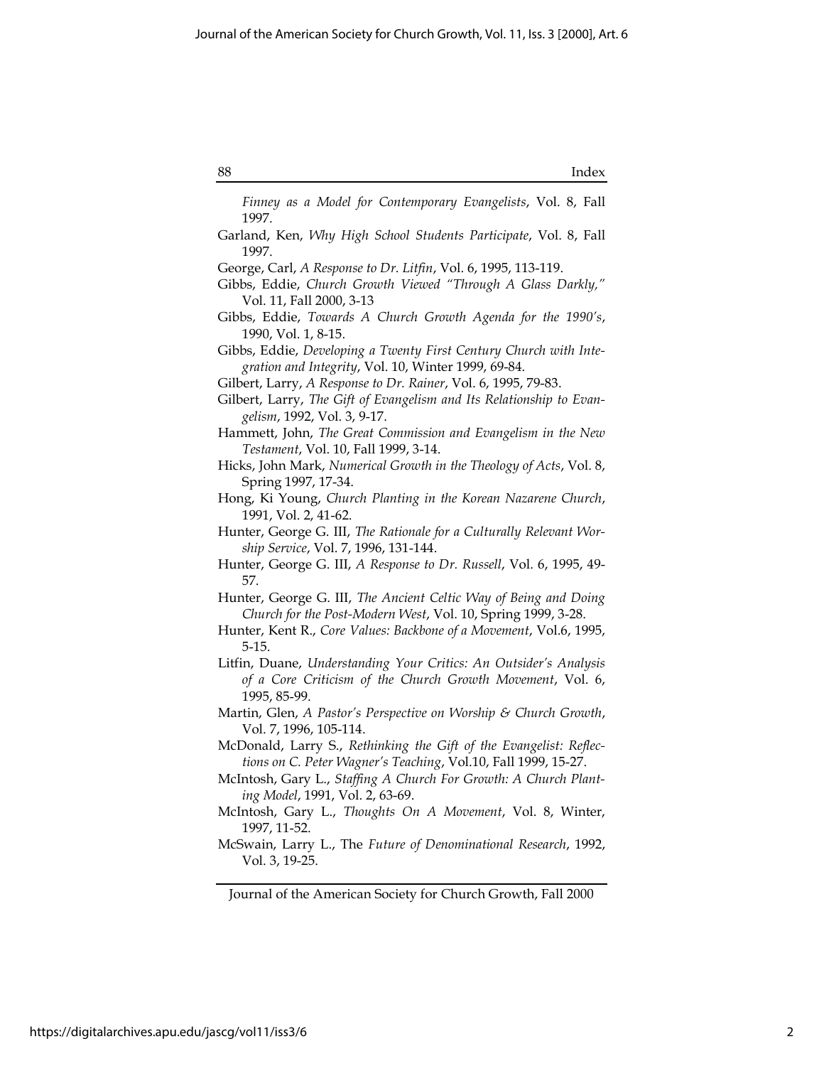*Finney as a Model for Contemporary Evangelists*, Vol. 8, Fall 1997.

Garland, Ken, *Why High School Students Participate*, Vol. 8, Fall 1997.

George, Carl, *A Response to Dr. Litfin*, Vol. 6, 1995, 113-119.

Gibbs, Eddie, *Church Growth Viewed "Through A Glass Darkly,"* Vol. 11, Fall 2000, 3-13

Gibbs, Eddie, *Towards A Church Growth Agenda for the 1990's*, 1990, Vol. 1, 8-15.

Gibbs, Eddie, *Developing a Twenty First Century Church with Integration and Integrity*, Vol. 10, Winter 1999, 69-84.

Gilbert, Larry, *A Response to Dr. Rainer*, Vol. 6, 1995, 79-83.

Gilbert, Larry, *The Gift of Evangelism and Its Relationship to Evangelism*, 1992, Vol. 3, 9-17.

Hammett, John, *The Great Commission and Evangelism in the New Testament*, Vol. 10, Fall 1999, 3-14.

Hicks, John Mark, *Numerical Growth in the Theology of Acts*, Vol. 8, Spring 1997, 17-34.

Hong, Ki Young, *Church Planting in the Korean Nazarene Church*, 1991, Vol. 2, 41-62.

Hunter, George G. III, *The Rationale for a Culturally Relevant Worship Service*, Vol. 7, 1996, 131-144.

Hunter, George G. III, *A Response to Dr. Russell*, Vol. 6, 1995, 49-57.

Hunter, George G. III, *The Ancient Celtic Way of Being and Doing Church for the Post-Modern West*, Vol. 10, Spring 1999, 3-28.

Hunter, Kent R., *Core Values: Backbone of a Movement*, Vol.6, 1995, 5-15.

Litfin, Duane, *Understanding Your Critics: An Outsider's Analysis of a Core Criticism of the Church Growth Movement*, Vol. 6, 1995, 85-99.

Martin, Glen, *A Pastor's Perspective on Worship & Church Growth*, Vol. 7, 1996, 105-114.

McDonald, Larry S., *Rethinking the Gift of the Evangelist: Reflections on C. Peter Wagner's Teaching*, Vol.10, Fall 1999, 15-27.

McIntosh, Gary L., *Staffing A Church For Growth: A Church Planting Model*, 1991, Vol. 2, 63-69.

McIntosh, Gary L., *Thoughts On A Movement*, Vol. 8, Winter, 1997, 11-52.

McSwain, Larry L., The *Future of Denominational Research*, 1992, Vol. 3, 19-25.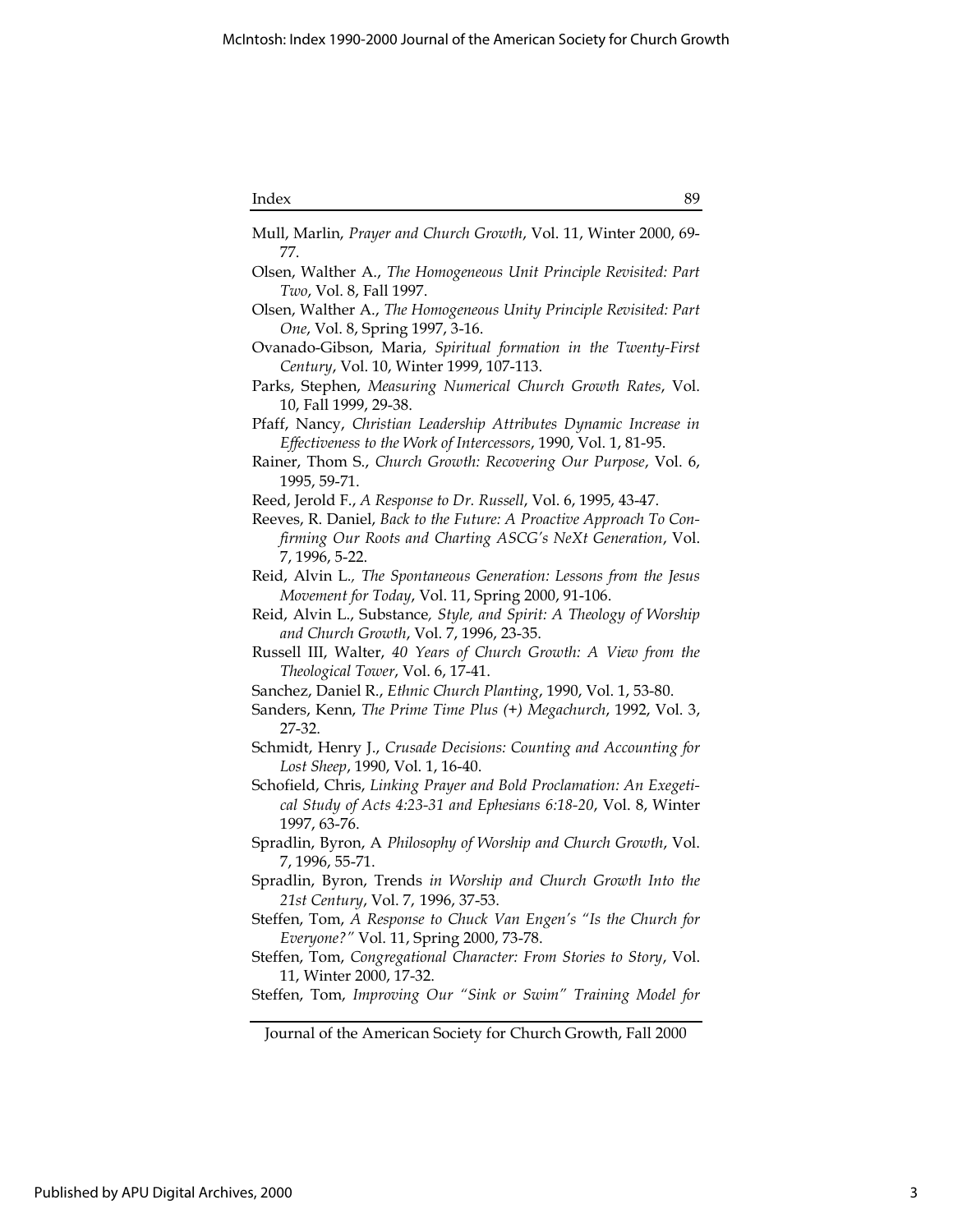Mull, Marlin, *Prayer and Church Growth*, Vol. 11, Winter 2000, 69-77.

Olsen, Walther A., *The Homogeneous Unit Principle Revisited: Part Two*, Vol. 8, Fall 1997.

Olsen, Walther A., *The Homogeneous Unity Principle Revisited: Part One*, Vol. 8, Spring 1997, 3-16.

Ovanado-Gibson, Maria, *Spiritual formation in the Twenty-First Century*, Vol. 10, Winter 1999, 107-113.

Parks, Stephen, *Measuring Numerical Church Growth Rates*, Vol. 10, Fall 1999, 29-38.

Pfaff, Nancy, *Christian Leadership Attributes Dynamic Increase in Effectiveness to the Work of Intercessors*, 1990, Vol. 1, 81-95.

Rainer, Thom S., *Church Growth: Recovering Our Purpose*, Vol. 6, 1995, 59-71.

Reed, Jerold F., *A Response to Dr. Russell*, Vol. 6, 1995, 43-47.

Reeves, R. Daniel, *Back to the Future: A Proactive Approach To Confirming Our Roots and Charting ASCG's NeXt Generation*, Vol. 7, 1996, 5-22.

Reid, Alvin L., *The Spontaneous Generation: Lessons from the Jesus Movement for Today*, Vol. 11, Spring 2000, 91-106.

Reid, Alvin L., Substance*, Style, and Spirit: A Theology of Worship and Church Growth*, Vol. 7, 1996, 23-35.

Russell III, Walter, *40 Years of Church Growth: A View from the Theological Tower*, Vol. 6, 17-41.

Sanchez, Daniel R., *Ethnic Church Planting*, 1990, Vol. 1, 53-80.

Sanders, Kenn, *The Prime Time Plus (+) Megachurch*, 1992, Vol. 3, 27-32.

Schmidt, Henry J., *Crusade Decisions: Counting and Accounting for Lost Sheep*, 1990, Vol. 1, 16-40.

Schofield, Chris, *Linking Prayer and Bold Proclamation: An Exegetical Study of Acts 4:23-31 and Ephesians 6:18-20*, Vol. 8, Winter 1997, 63-76.

Spradlin, Byron, A *Philosophy of Worship and Church Growth*, Vol. 7, 1996, 55-71.

Spradlin, Byron, Trends *in Worship and Church Growth Into the 21st Century*, Vol. 7, 1996, 37-53.

Steffen, Tom, *A Response to Chuck Van Engen's "Is the Church for Everyone?"* Vol. 11, Spring 2000, 73-78.

Steffen, Tom, *Congregational Character: From Stories to Story*, Vol. 11, Winter 2000, 17-32.

Steffen, Tom, *Improving Our "Sink or Swim" Training Model for*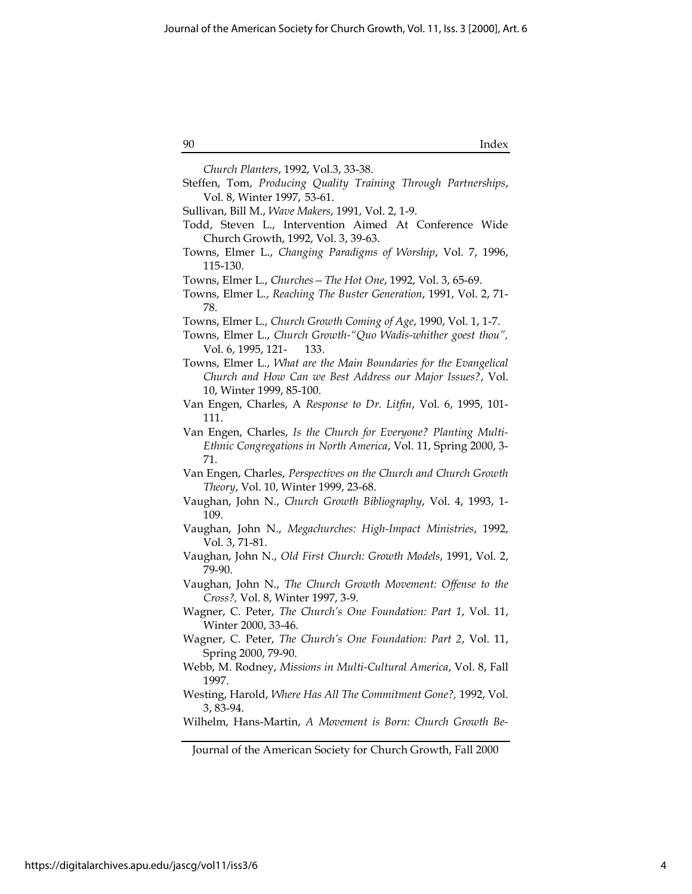*Church Planters*, 1992, Vol.3, 33-38.

Steffen, Tom, *Producing Quality Training Through Partnerships*, Vol. 8, Winter 1997, 53-61.

Sullivan, Bill M., *Wave Makers*, 1991, Vol. 2, 1-9.

Todd, Steven L., Intervention Aimed At Conference Wide Church Growth, 1992, Vol. 3, 39-63.

Towns, Elmer L., *Changing Paradigms of Worship*, Vol. 7, 1996, 115-130.

Towns, Elmer L., *Churches—The Hot One*, 1992, Vol. 3, 65-69.

Towns, Elmer L., *Reaching The Buster Generation*, 1991, Vol. 2, 71-78.

Towns, Elmer L., *Church Growth Coming of Age*, 1990, Vol. 1, 1-7.

Towns, Elmer L., *Church Growth-"Quo Wadis-whither goest thou"*, Vol. 6, 1995, 121- 133.

Towns, Elmer L., *What are the Main Boundaries for the Evangelical Church and How Can we Best Address our Major Issues?*, Vol. 10, Winter 1999, 85-100.

Van Engen, Charles, A *Response to Dr. Litfin*, Vol. 6, 1995, 101-111.

Van Engen, Charles, *Is the Church for Everyone? Planting Multi-Ethnic Congregations in North America*, Vol. 11, Spring 2000, 3-71.

Van Engen, Charles, *Perspectives on the Church and Church Growth Theory*, Vol. 10, Winter 1999, 23-68.

Vaughan, John N., *Church Growth Bibliography*, Vol. 4, 1993, 1-109.

Vaughan, John N., *Megachurches: High-Impact Ministries*, 1992, Vol. 3, 71-81.

Vaughan, John N., *Old First Church: Growth Models*, 1991, Vol. 2, 79-90.

Vaughan, John N., *The Church Growth Movement: Offense to the Cross?,* Vol. 8, Winter 1997, 3-9.

Wagner, C. Peter, *The Church's One Foundation: Part 1*, Vol. 11, Winter 2000, 33-46.

Wagner, C. Peter, *The Church's One Foundation: Part 2*, Vol. 11, Spring 2000, 79-90.

Webb, M. Rodney, *Missions in Multi-Cultural America*, Vol. 8, Fall 1997.

Westing, Harold, *Where Has All The Commitment Gone?,* 1992, Vol. 3, 83-94.

Wilhelm, Hans-Martin, *A Movement is Born: Church Growth Be-*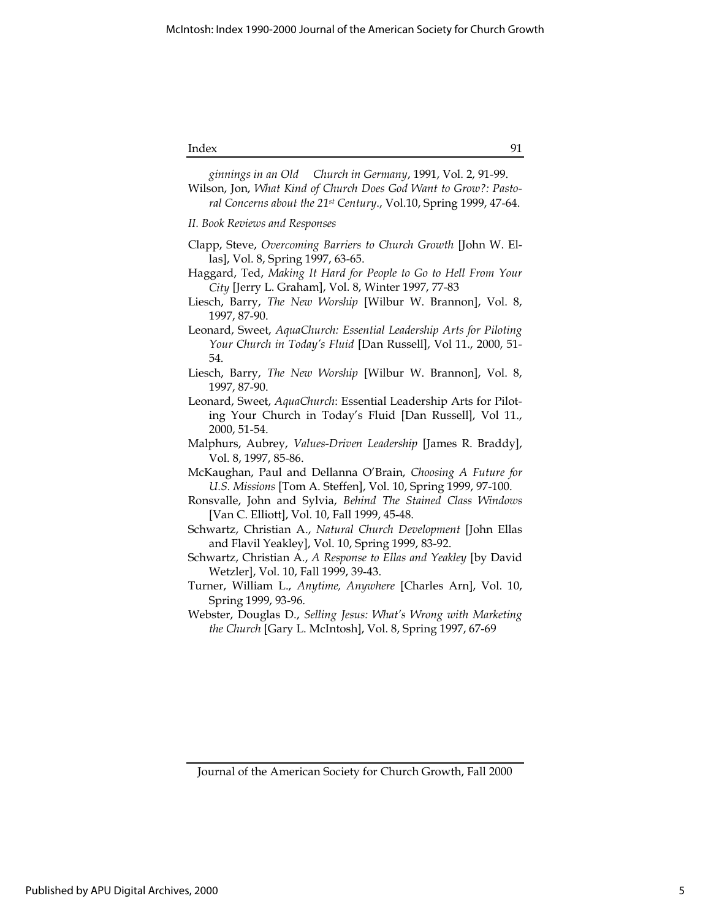*ginnings in an Old Church in Germany*, 1991, Vol. 2, 91-99.

Wilson, Jon, *What Kind of Church Does God Want to Grow?: Pastoral Concerns about the 21st Century.*, Vol.10, Spring 1999, 47-64.

*II. Book Reviews and Responses*

Clapp, Steve, *Overcoming Barriers to Church Growth* [John W. Ellas], Vol. 8, Spring 1997, 63-65.

Haggard, Ted, *Making It Hard for People to Go to Hell From Your City* [Jerry L. Graham], Vol. 8, Winter 1997, 77-83

Liesch, Barry, *The New Worship* [Wilbur W. Brannon], Vol. 8, 1997, 87-90.

Leonard, Sweet, *AquaChurch: Essential Leadership Arts for Piloting Your Church in Today's Fluid* [Dan Russell], Vol 11., 2000, 51-54.

Liesch, Barry, *The New Worship* [Wilbur W. Brannon], Vol. 8, 1997, 87-90.

Leonard, Sweet, *AquaChurch*: Essential Leadership Arts for Piloting Your Church in Today's Fluid [Dan Russell], Vol 11., 2000, 51-54.

Malphurs, Aubrey, *Values-Driven Leadership* [James R. Braddy], Vol. 8, 1997, 85-86.

McKaughan, Paul and Dellanna O'Brain, *Choosing A Future for U.S. Missions* [Tom A. Steffen], Vol. 10, Spring 1999, 97-100.

Ronsvalle, John and Sylvia, *Behind The Stained Class Windows* [Van C. Elliott], Vol. 10, Fall 1999, 45-48.

Schwartz, Christian A., *Natural Church Development* [John Ellas and Flavil Yeakley], Vol. 10, Spring 1999, 83-92.

Schwartz, Christian A., *A Response to Ellas and Yeakley* [by David Wetzler], Vol. 10, Fall 1999, 39-43.

Turner, William L., *Anytime, Anywhere* [Charles Arn], Vol. 10, Spring 1999, 93-96.

Webster, Douglas D., *Selling Jesus: What's Wrong with Marketing the Church* [Gary L. McIntosh], Vol. 8, Spring 1997, 67-69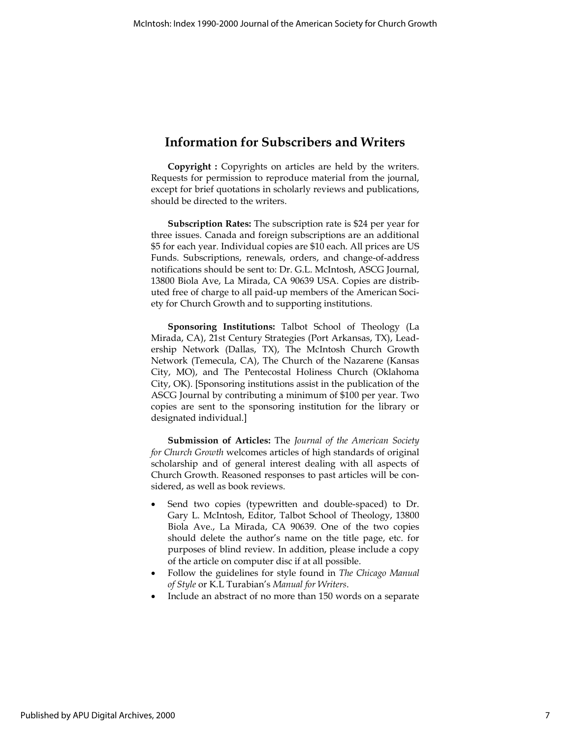## Information for Subscribers and Writers

**Copyright :** Copyrights on articles are held by the writers. Requests for permission to reproduce material from the journal, except for brief quotations in scholarly reviews and publications, should be directed to the writers.

**Subscription Rates:** The subscription rate is $24 per year for three issues. Canada and foreign subscriptions are an additional $5 for each year. Individual copies are $10 each. All prices are US Funds. Subscriptions, renewals, orders, and change-of-address notifications should be sent to: Dr. G.L. McIntosh, ASCG Journal, 13800 Biola Ave, La Mirada, CA 90639 USA. Copies are distributed free of charge to all paid-up members of the American Society for Church Growth and to supporting institutions.

**Sponsoring Institutions:** Talbot School of Theology (La Mirada, CA), 21st Century Strategies (Port Arkansas, TX), Leadership Network (Dallas, TX), The McIntosh Church Growth Network (Temecula, CA), The Church of the Nazarene (Kansas City, MO), and The Pentecostal Holiness Church (Oklahoma City, OK). [Sponsoring institutions assist in the publication of the ASCG Journal by contributing a minimum of $100 per year. Two copies are sent to the sponsoring institution for the library or designated individual.]

**Submission of Articles:** The *Journal of the American Society for Church Growth* welcomes articles of high standards of original scholarship and of general interest dealing with all aspects of Church Growth. Reasoned responses to past articles will be considered, as well as book reviews.

- Send two copies (typewritten and double-spaced) to Dr. Gary L. McIntosh, Editor, Talbot School of Theology, 13800 Biola Ave., La Mirada, CA 90639. One of the two copies should delete the author's name on the title page, etc. for purposes of blind review. In addition, please include a copy of the article on computer disc if at all possible.
- Follow the guidelines for style found in *The Chicago Manual of Style* or K.L Turabian's *Manual for Writers*.
- Include an abstract of no more than 150 words on a separate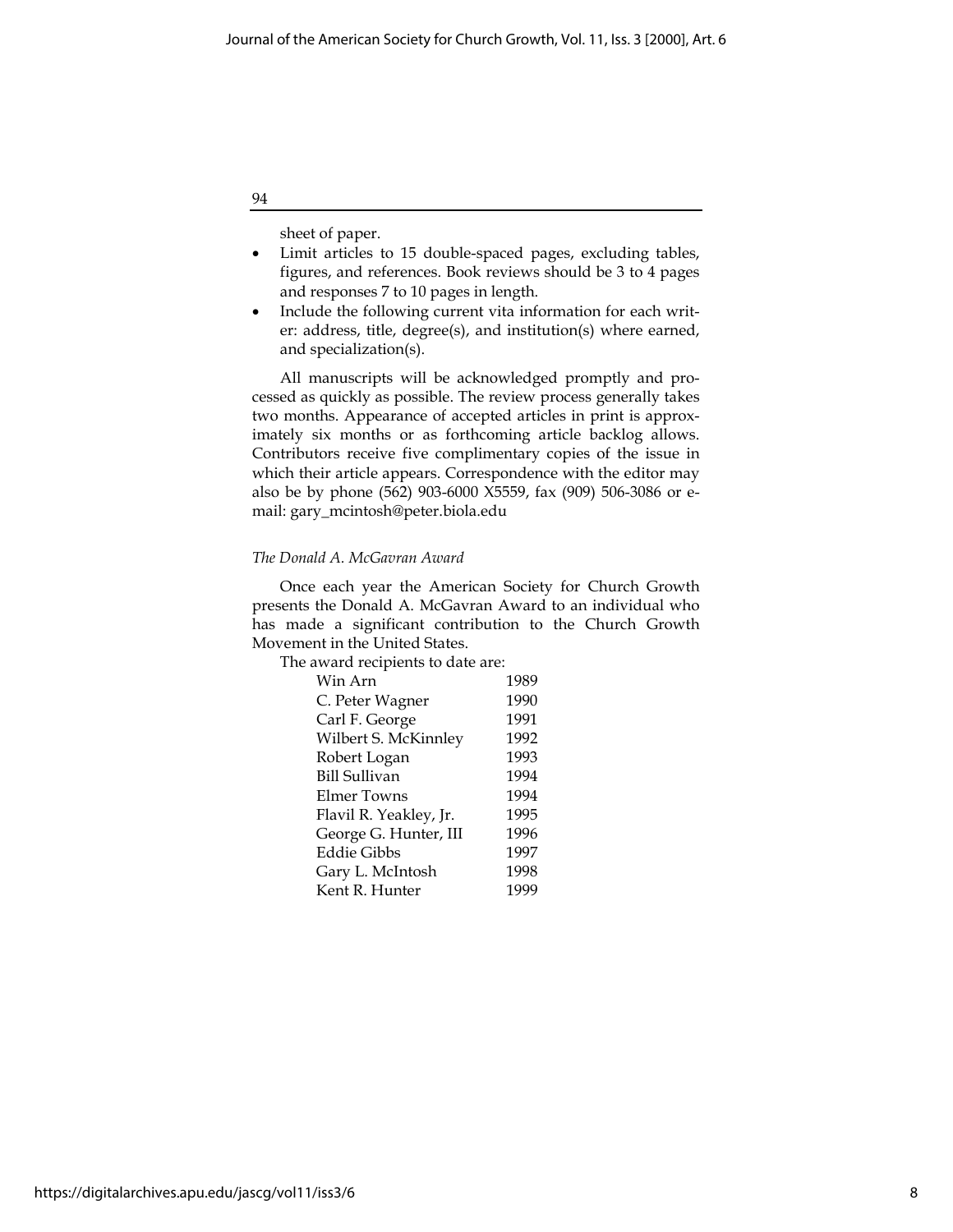sheet of paper.

- Limit articles to 15 double-spaced pages, excluding tables, figures, and references. Book reviews should be 3 to 4 pages and responses 7 to 10 pages in length.
- Include the following current vita information for each writer: address, title, degree(s), and institution(s) where earned, and specialization(s).

All manuscripts will be acknowledged promptly and processed as quickly as possible. The review process generally takes two months. Appearance of accepted articles in print is approximately six months or as forthcoming article backlog allows. Contributors receive five complimentary copies of the issue in which their article appears. Correspondence with the editor may also be by phone (562) 903-6000 X5559, fax (909) 506-3086 or e-mail: gary_mcintosh@peter.biola.edu

*The Donald A. McGavran Award*

Once each year the American Society for Church Growth presents the Donald A. McGavran Award to an individual who has made a significant contribution to the Church Growth Movement in the United States.

The award recipients to date are:

| | |
|---|---|
| Win Arn | 1989 |
| C. Peter Wagner | 1990 |
| Carl F. George | 1991 |
| Wilbert S. McKinnley | 1992 |
| Robert Logan | 1993 |
| Bill Sullivan | 1994 |
| Elmer Towns | 1994 |
| Flavil R. Yeakley, Jr. | 1995 |
| George G. Hunter, III | 1996 |
| Eddie Gibbs | 1997 |
| Gary L. McIntosh | 1998 |
| Kent R. Hunter | 1999 |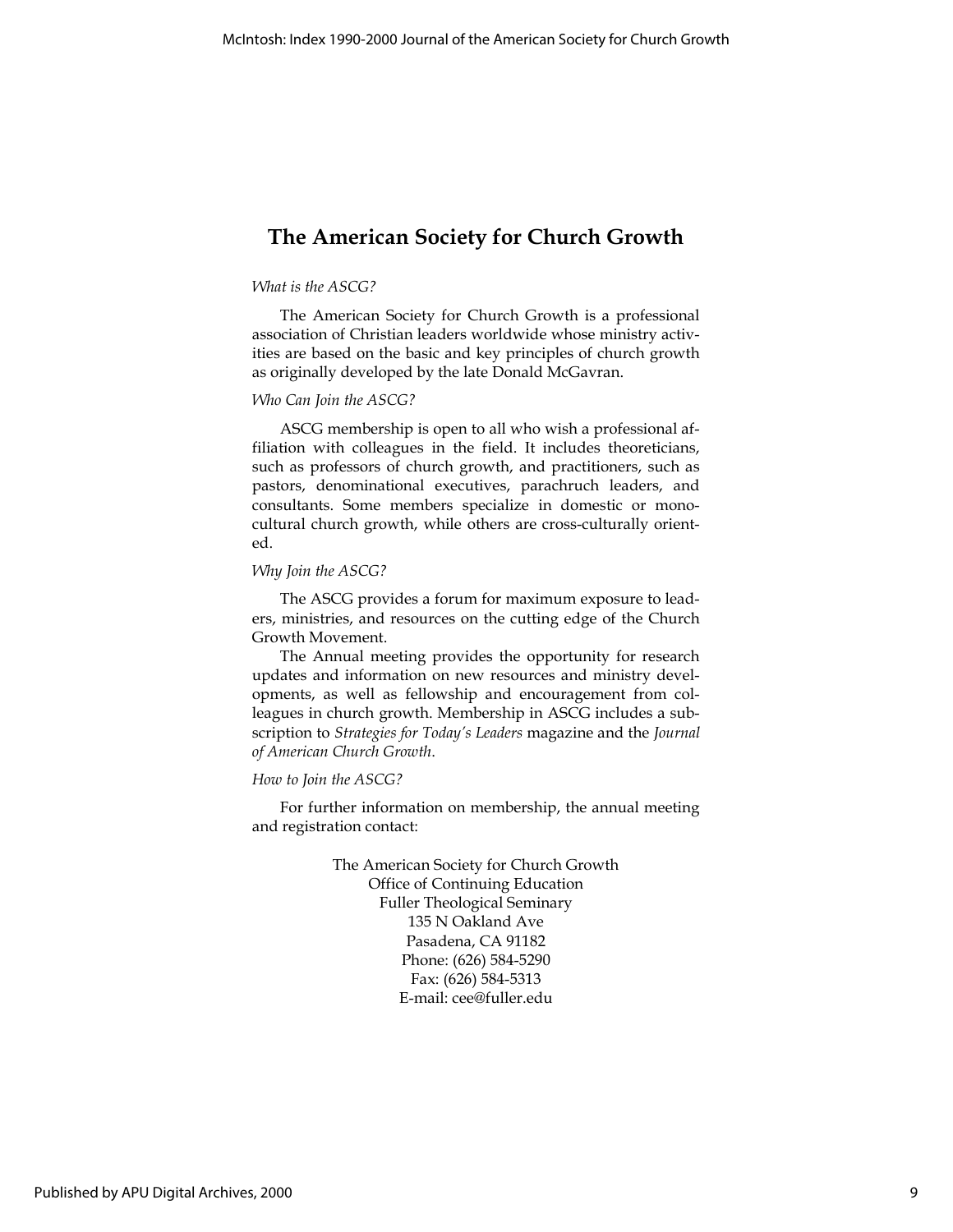# The American Society for Church Growth

*What is the ASCG?*

The American Society for Church Growth is a professional association of Christian leaders worldwide whose ministry activities are based on the basic and key principles of church growth as originally developed by the late Donald McGavran.

*Who Can Join the ASCG?*

ASCG membership is open to all who wish a professional affiliation with colleagues in the field. It includes theoreticians, such as professors of church growth, and practitioners, such as pastors, denominational executives, parachruch leaders, and consultants. Some members specialize in domestic or monocultural church growth, while others are cross-culturally oriented.

*Why Join the ASCG?*

The ASCG provides a forum for maximum exposure to leaders, ministries, and resources on the cutting edge of the Church Growth Movement.

The Annual meeting provides the opportunity for research updates and information on new resources and ministry developments, as well as fellowship and encouragement from colleagues in church growth. Membership in ASCG includes a subscription to *Strategies for Today's Leaders* magazine and the *Journal of American Church Growth*.

*How to Join the ASCG?*

For further information on membership, the annual meeting and registration contact:

The American Society for Church Growth
Office of Continuing Education
Fuller Theological Seminary
135 N Oakland Ave
Pasadena, CA 91182
Phone: (626) 584-5290
Fax: (626) 584-5313
E-mail: cee@fuller.edu